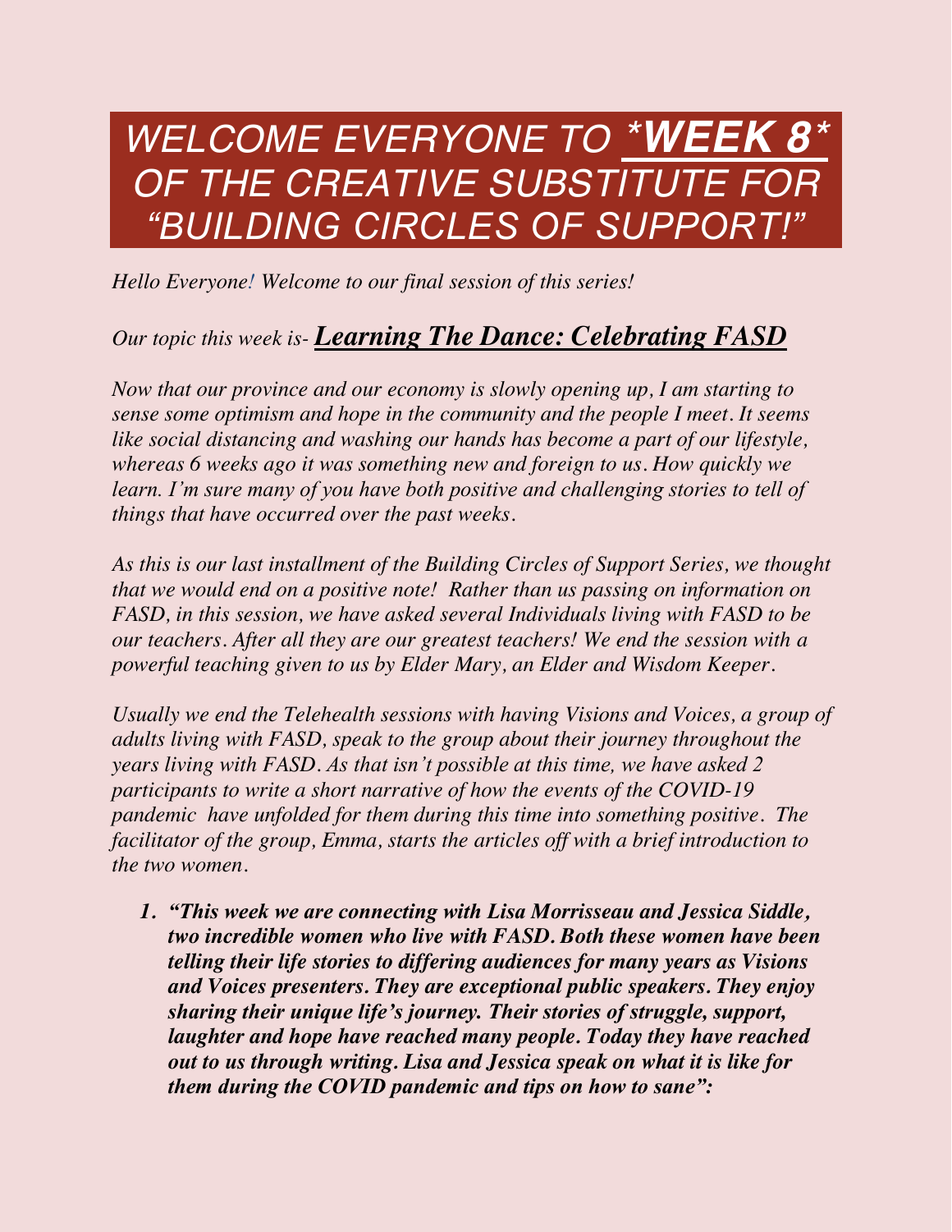# *WELCOME EVERYONE TO ***WEEK 8*** OF THE CREATIVE SUBSTITUTE FOR "BUILDING CIRCLES OF SUPPORT!"*

*Hello Everyone! Welcome to our final session of this series!*

*Our topic this week is-* ***Learning The Dance: Celebrating FASD***

*Now that our province and our economy is slowly opening up, I am starting to sense some optimism and hope in the community and the people I meet. It seems like social distancing and washing our hands has become a part of our lifestyle, whereas 6 weeks ago it was something new and foreign to us. How quickly we learn. I'm sure many of you have both positive and challenging stories to tell of things that have occurred over the past weeks.*

*As this is our last installment of the Building Circles of Support Series, we thought that we would end on a positive note! Rather than us passing on information on FASD, in this session, we have asked several Individuals living with FASD to be our teachers. After all they are our greatest teachers! We end the session with a powerful teaching given to us by Elder Mary, an Elder and Wisdom Keeper.*

*Usually we end the Telehealth sessions with having Visions and Voices, a group of adults living with FASD, speak to the group about their journey throughout the years living with FASD. As that isn't possible at this time, we have asked 2 participants to write a short narrative of how the events of the COVID-19 pandemic have unfolded for them during this time into something positive. The facilitator of the group, Emma, starts the articles off with a brief introduction to the two women.*

1. ***"This week we are connecting with Lisa Morrisseau and Jessica Siddle, two incredible women who live with FASD. Both these women have been telling their life stories to differing audiences for many years as Visions and Voices presenters. They are exceptional public speakers. They enjoy sharing their unique life's journey. Their stories of struggle, support, laughter and hope have reached many people. Today they have reached out to us through writing. Lisa and Jessica speak on what it is like for them during the COVID pandemic and tips on how to sane":***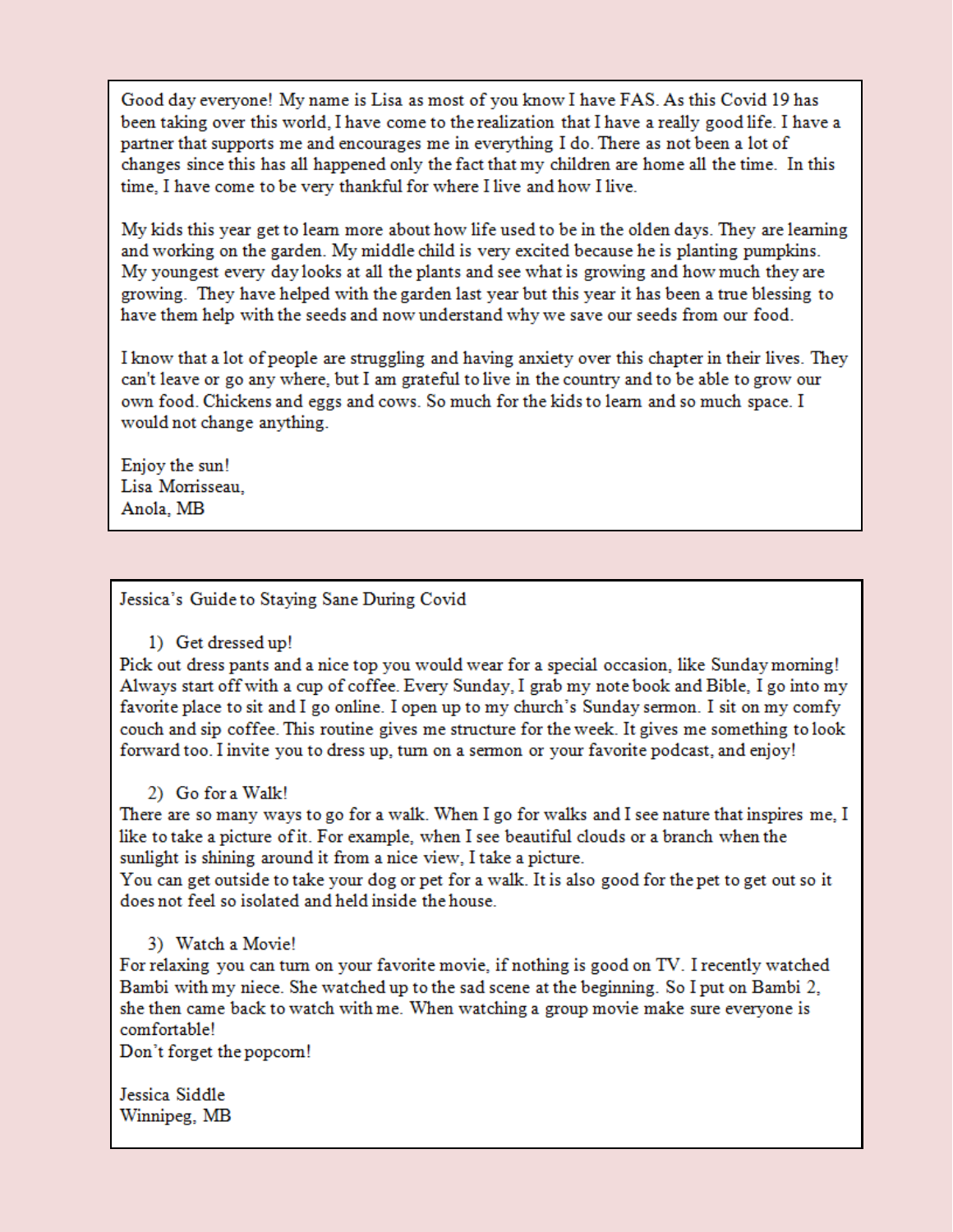Good day everyone! My name is Lisa as most of you know I have FAS. As this Covid 19 has been taking over this world, I have come to the realization that I have a really good life. I have a partner that supports me and encourages me in everything I do. There as not been a lot of changes since this has all happened only the fact that my children are home all the time. In this time, I have come to be very thankful for where I live and how I live.

My kids this year get to learn more about how life used to be in the olden days. They are learning and working on the garden. My middle child is very excited because he is planting pumpkins. My youngest every day looks at all the plants and see what is growing and how much they are growing. They have helped with the garden last year but this year it has been a true blessing to have them help with the seeds and now understand why we save our seeds from our food.

I know that a lot of people are struggling and having anxiety over this chapter in their lives. They can't leave or go any where, but I am grateful to live in the country and to be able to grow our own food. Chickens and eggs and cows. So much for the kids to learn and so much space. I would not change anything.

Enjoy the sun!
Lisa Morrisseau,
Anola, MB

---

Jessica's Guide to Staying Sane During Covid

1) Get dressed up!

Pick out dress pants and a nice top you would wear for a special occasion, like Sunday morning! Always start off with a cup of coffee. Every Sunday, I grab my note book and Bible, I go into my favorite place to sit and I go online. I open up to my church's Sunday sermon. I sit on my comfy couch and sip coffee. This routine gives me structure for the week. It gives me something to look forward too. I invite you to dress up, turn on a sermon or your favorite podcast, and enjoy!

2) Go for a Walk!

There are so many ways to go for a walk. When I go for walks and I see nature that inspires me, I like to take a picture of it. For example, when I see beautiful clouds or a branch when the sunlight is shining around it from a nice view, I take a picture.
You can get outside to take your dog or pet for a walk. It is also good for the pet to get out so it does not feel so isolated and held inside the house.

3) Watch a Movie!

For relaxing you can turn on your favorite movie, if nothing is good on TV. I recently watched Bambi with my niece. She watched up to the sad scene at the beginning. So I put on Bambi 2, she then came back to watch with me. When watching a group movie make sure everyone is comfortable!
Don't forget the popcorn!

Jessica Siddle
Winnipeg, MB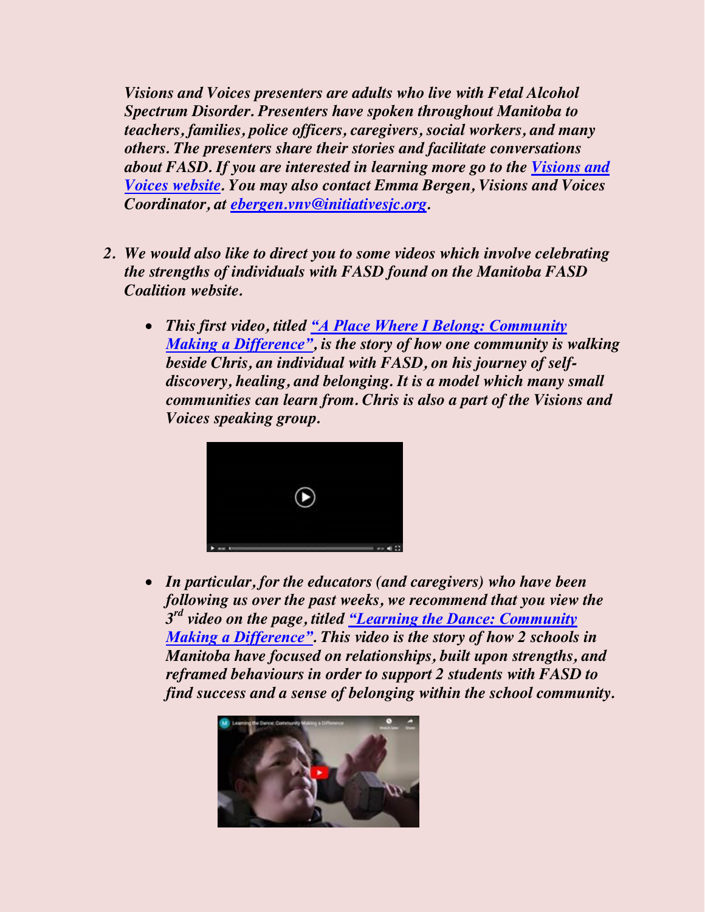*Visions and Voices presenters are adults who live with Fetal Alcohol Spectrum Disorder. Presenters have spoken throughout Manitoba to teachers, families, police officers, caregivers, social workers, and many others. The presenters share their stories and facilitate conversations about FASD. If you are interested in learning more go to the [Visions and Voices website](). You may also contact Emma Bergen, Visions and Voices Coordinator, at [ebergen.vnv@initiativesjc.org]().*

2. ***We would also like to direct you to some videos which involve celebrating the strengths of individuals with FASD found on the Manitoba FASD Coalition website.***

   - ***This first video, titled [“A Place Where I Belong: Community Making a Difference”](), is the story of how one community is walking beside Chris, an individual with FASD, on his journey of self-discovery, healing, and belonging. It is a model which many small communities can learn from. Chris is also a part of the Visions and Voices speaking group.***

   - ***In particular, for the educators (and caregivers) who have been following us over the past weeks, we recommend that you view the 3rd video on the page, titled [“Learning the Dance: Community Making a Difference”](). This video is the story of how 2 schools in Manitoba have focused on relationships, built upon strengths, and reframed behaviours in order to support 2 students with FASD to find success and a sense of belonging within the school community.***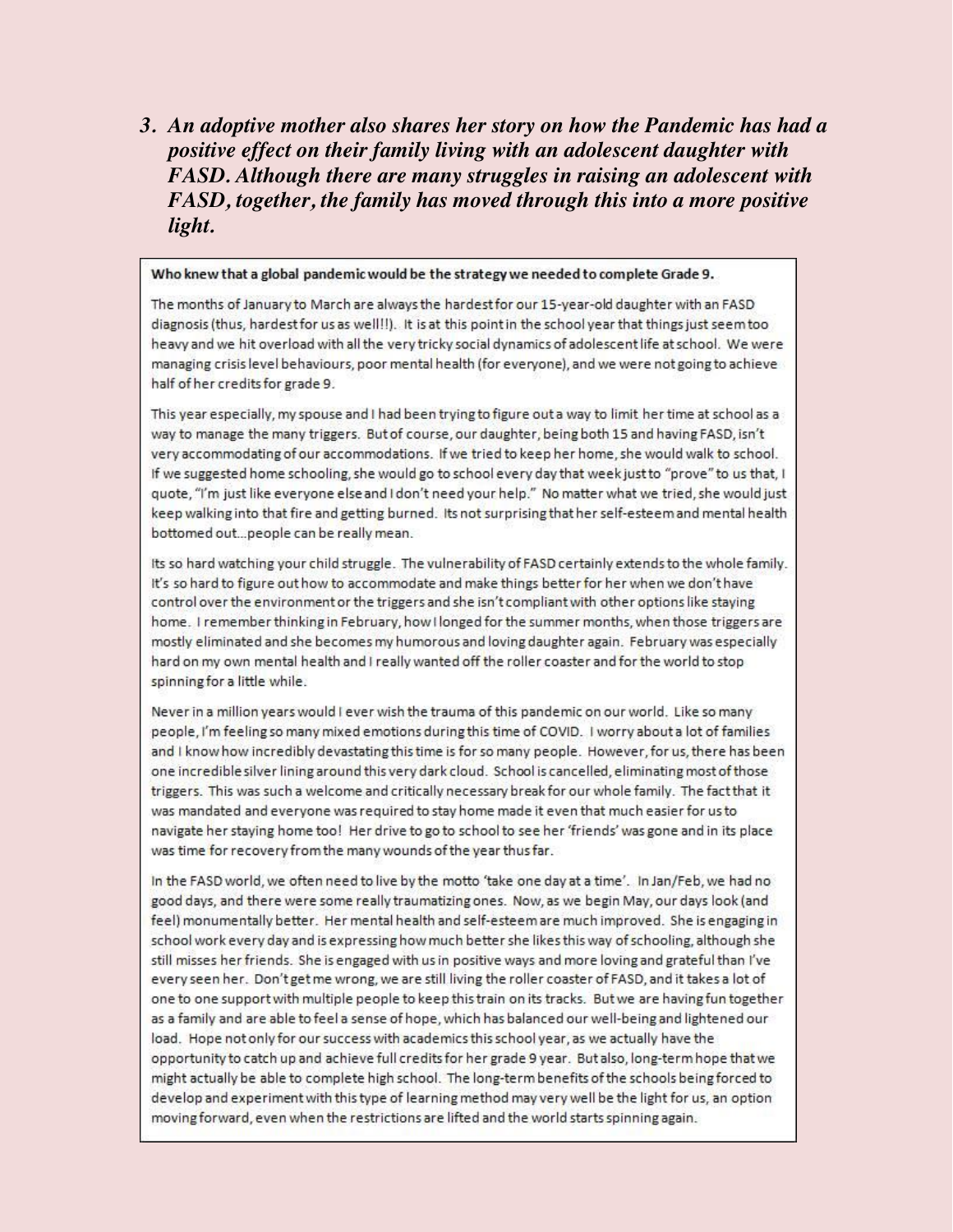3. ***An adoptive mother also shares her story on how the Pandemic has had a positive effect on their family living with an adolescent daughter with FASD. Although there are many struggles in raising an adolescent with FASD, together, the family has moved through this into a more positive light.***

**Who knew that a global pandemic would be the strategy we needed to complete Grade 9.**

The months of January to March are always the hardest for our 15-year-old daughter with an FASD diagnosis (thus, hardest for us as well!!). It is at this point in the school year that things just seem too heavy and we hit overload with all the very tricky social dynamics of adolescent life at school. We were managing crisis level behaviours, poor mental health (for everyone), and we were not going to achieve half of her credits for grade 9.

This year especially, my spouse and I had been trying to figure out a way to limit her time at school as a way to manage the many triggers. But of course, our daughter, being both 15 and having FASD, isn't very accommodating of our accommodations. If we tried to keep her home, she would walk to school. If we suggested home schooling, she would go to school every day that week just to "prove" to us that, I quote, "I'm just like everyone else and I don't need your help." No matter what we tried, she would just keep walking into that fire and getting burned. Its not surprising that her self-esteem and mental health bottomed out...people can be really mean.

Its so hard watching your child struggle. The vulnerability of FASD certainly extends to the whole family. It's so hard to figure out how to accommodate and make things better for her when we don't have control over the environment or the triggers and she isn't compliant with other options like staying home. I remember thinking in February, how I longed for the summer months, when those triggers are mostly eliminated and she becomes my humorous and loving daughter again. February was especially hard on my own mental health and I really wanted off the roller coaster and for the world to stop spinning for a little while.

Never in a million years would I ever wish the trauma of this pandemic on our world. Like so many people, I'm feeling so many mixed emotions during this time of COVID. I worry about a lot of families and I know how incredibly devastating this time is for so many people. However, for us, there has been one incredible silver lining around this very dark cloud. School is cancelled, eliminating most of those triggers. This was such a welcome and critically necessary break for our whole family. The fact that it was mandated and everyone was required to stay home made it even that much easier for us to navigate her staying home too! Her drive to go to school to see her 'friends' was gone and in its place was time for recovery from the many wounds of the year thus far.

In the FASD world, we often need to live by the motto 'take one day at a time'. In Jan/Feb, we had no good days, and there were some really traumatizing ones. Now, as we begin May, our days look (and feel) monumentally better. Her mental health and self-esteem are much improved. She is engaging in school work every day and is expressing how much better she likes this way of schooling, although she still misses her friends. She is engaged with us in positive ways and more loving and grateful than I've every seen her. Don't get me wrong, we are still living the roller coaster of FASD, and it takes a lot of one to one support with multiple people to keep this train on its tracks. But we are having fun together as a family and are able to feel a sense of hope, which has balanced our well-being and lightened our load. Hope not only for our success with academics this school year, as we actually have the opportunity to catch up and achieve full credits for her grade 9 year. But also, long-term hope that we might actually be able to complete high school. The long-term benefits of the schools being forced to develop and experiment with this type of learning method may very well be the light for us, an option moving forward, even when the restrictions are lifted and the world starts spinning again.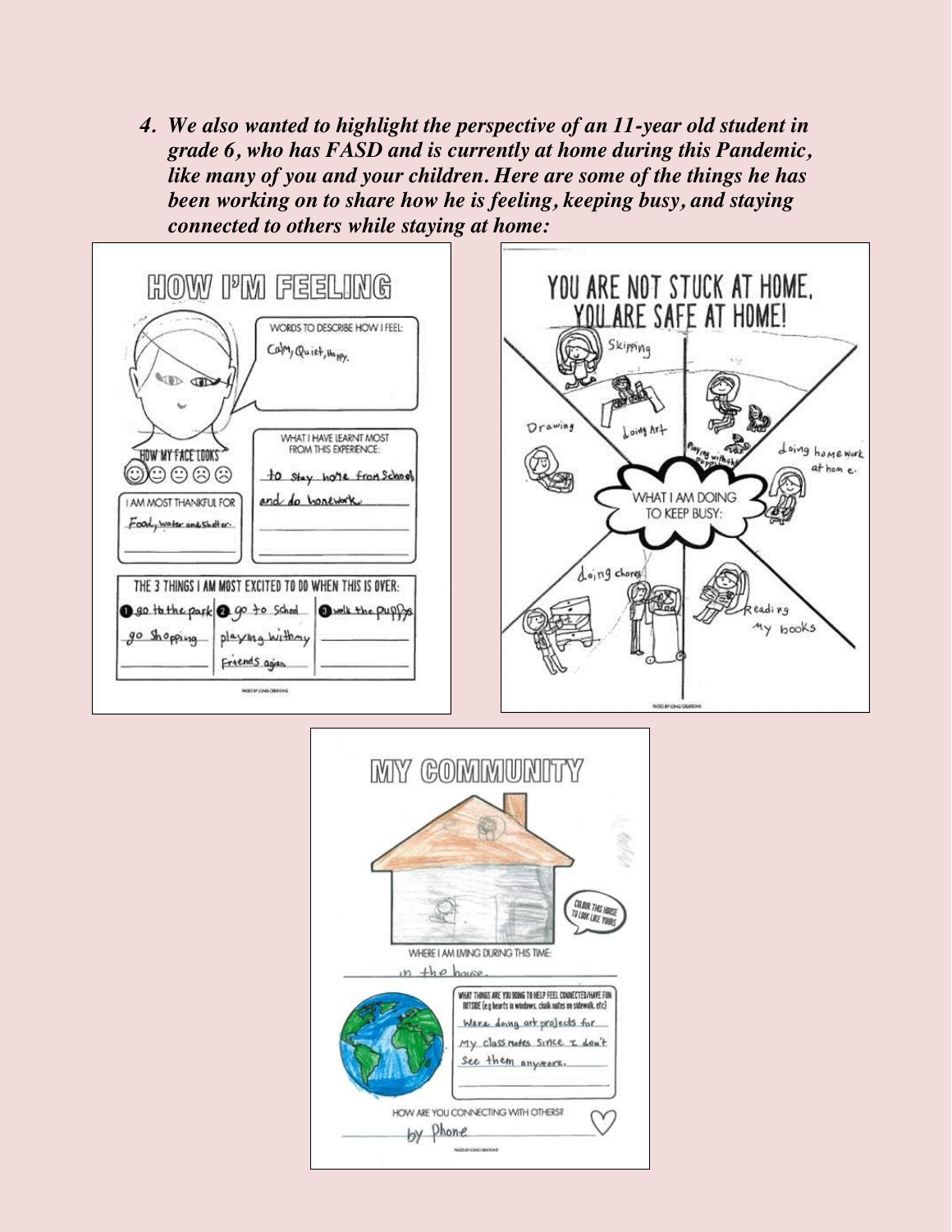4. ***We also wanted to highlight the perspective of an 11-year old student in grade 6, who has FASD and is currently at home during this Pandemic, like many of you and your children. Here are some of the things he has been working on to share how he is feeling, keeping busy, and staying connected to others while staying at home:***

## HOW I'M FEELING

WORDS TO DESCRIBE HOW I FEEL:
Calm, Quiet, Happy.

HOW MY FACE LOOKS

WHAT I HAVE LEARNT MOST FROM THIS EXPERIENCE:
to stay home from School and do homework.

I AM MOST THANKFUL FOR
Food, water and Shelter.

THE 3 THINGS I AM MOST EXCITED TO DO WHEN THIS IS OVER:
1. go to the park go Shopping
2. go to School playing with my Friends again
3. walk the puppy

## YOU ARE NOT STUCK AT HOME, YOU ARE SAFE AT HOME!

WHAT I AM DOING TO KEEP BUSY:

- Skipping
- Drawing
- doing Art
- Playing with the puppy
- doing homework at home.
- doing chores
- Reading my books

## MY COMMUNITY

COLOUR THIS HOUSE TO LOOK LIKE YOURS

WHERE I AM LIVING DURING THIS TIME:
in the house.

WHAT THINGS ARE YOU DOING TO HELP FEEL CONNECTED/HAVE FUN OUTSIDE (e.g hearts in windows, chalk notes on sidewalk, etc)
Were doing art projects for my class mates since I don't see them anymore.

HOW ARE YOU CONNECTING WITH OTHERS?
by Phone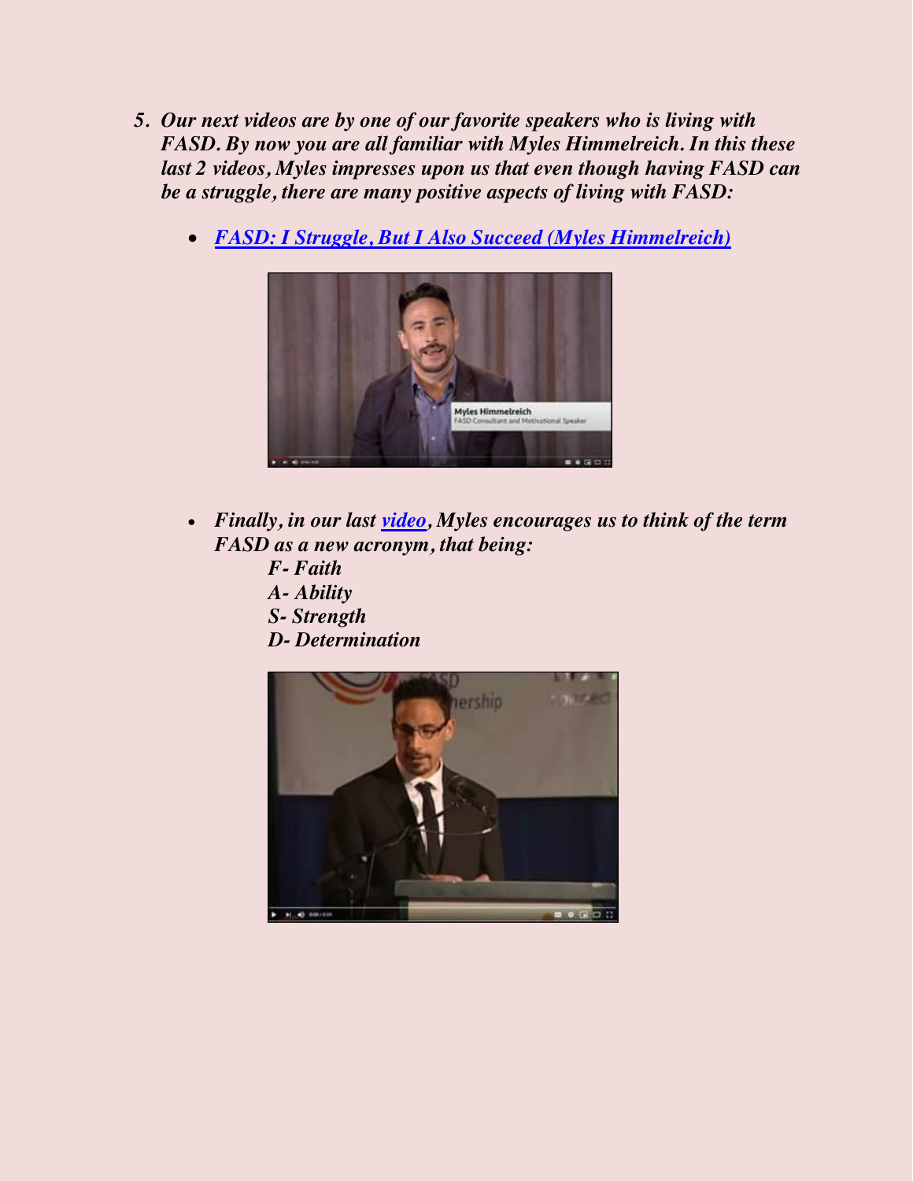5. ***Our next videos are by one of our favorite speakers who is living with FASD. By now you are all familiar with Myles Himmelreich. In this these last 2 videos, Myles impresses upon us that even though having FASD can be a struggle, there are many positive aspects of living with FASD:***

    - ***FASD: I Struggle, But I Also Succeed (Myles Himmelreich)***

    - ***Finally, in our last video, Myles encourages us to think of the term FASD as a new acronym, that being:***

        ***F- Faith***
        ***A- Ability***
        ***S- Strength***
        ***D- Determination***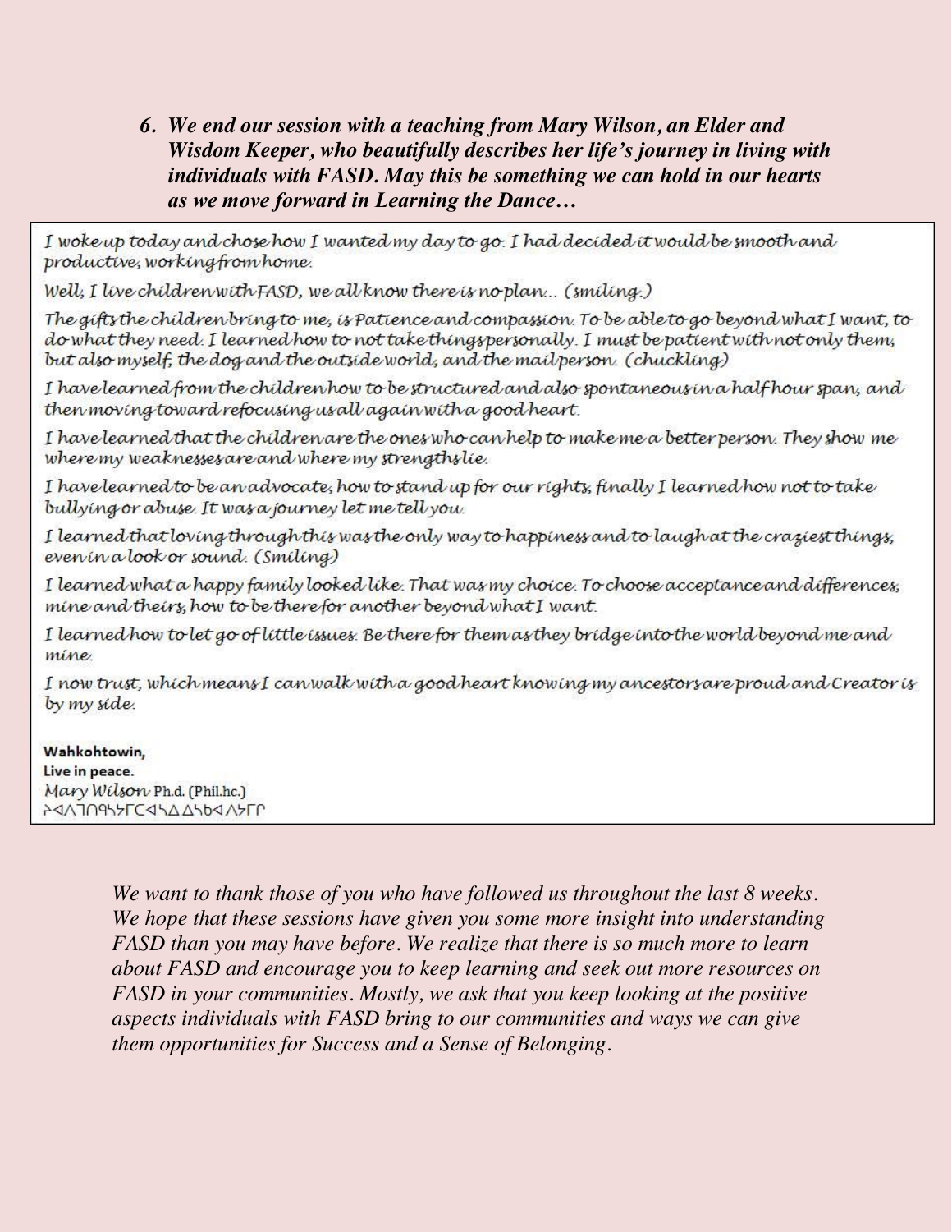6. ***We end our session with a teaching from Mary Wilson, an Elder and Wisdom Keeper, who beautifully describes her life's journey in living with individuals with FASD. May this be something we can hold in our hearts as we move forward in Learning the Dance…***

I woke up today and chose how I wanted my day to go. I had decided it would be smooth and productive, working from home.

Well, I live children with FASD, we all know there is no plan… (smiling.)

The gifts the children bring to me, is Patience and compassion. To be able to go beyond what I want, to do what they need. I learned how to not take things personally. I must be patient with not only them, but also myself, the dog and the outside world, and the mail person. (chuckling)

I have learned from the children how to be structured and also spontaneous in a half hour span, and then moving toward refocusing us all again with a good heart.

I have learned that the children are the ones who can help to make me a better person. They show me where my weaknesses are and where my strengths lie.

I have learned to be an advocate, how to stand up for our rights, finally I learned how not to take bullying or abuse. It was a journey let me tell you.

I learned that loving through this was the only way to happiness and to laugh at the craziest things, even in a look or sound. (Smiling)

I learned what a happy family looked like. That was my choice. To choose acceptance and differences, mine and theirs, how to be there for another beyond what I want.

I learned how to let go of little issues. Be there for them as they bridge into the world beyond me and mine.

I now trust, which means I can walk with a good heart knowing my ancestors are proud and Creator is by my side.

**Wahkohtowin,**
**Live in peace.**
Mary Wilson Ph.d. (Phil.hc.)
ᐆᐊᐱᒣᑎᕐᓭᓯᒥᑕᐊᓴᐃ ᐃᓴᑲᐊᐱᓯᒥᒋ

*We want to thank those of you who have followed us throughout the last 8 weeks. We hope that these sessions have given you some more insight into understanding FASD than you may have before. We realize that there is so much more to learn about FASD and encourage you to keep learning and seek out more resources on FASD in your communities. Mostly, we ask that you keep looking at the positive aspects individuals with FASD bring to our communities and ways we can give them opportunities for Success and a Sense of Belonging.*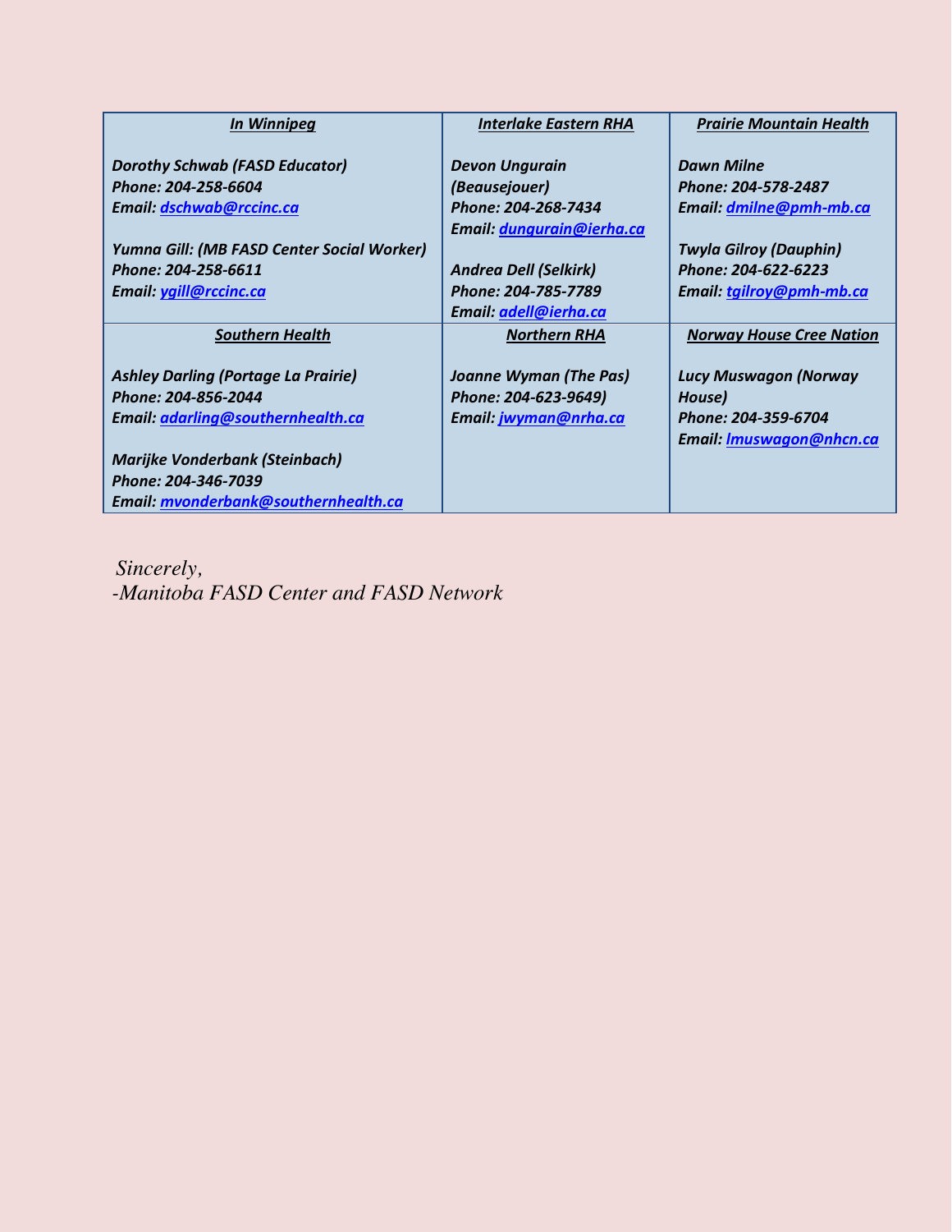| | | |
|---|---|---|
| ***In Winnipeg***<br><br>***Dorothy Schwab (FASD Educator)***<br>***Phone: 204-258-6604***<br>***Email: dschwab@rccinc.ca***<br><br>***Yumna Gill: (MB FASD Center Social Worker)***<br>***Phone: 204-258-6611***<br>***Email: ygill@rccinc.ca*** | ***Interlake Eastern RHA***<br><br>***Devon Ungurain (Beausejouer)***<br>***Phone: 204-268-7434***<br>***Email: dungurain@ierha.ca***<br><br>***Andrea Dell (Selkirk)***<br>***Phone: 204-785-7789***<br>***Email: adell@ierha.ca*** | ***Prairie Mountain Health***<br><br>***Dawn Milne***<br>***Phone: 204-578-2487***<br>***Email: dmilne@pmh-mb.ca***<br><br>***Twyla Gilroy (Dauphin)***<br>***Phone: 204-622-6223***<br>***Email: tgilroy@pmh-mb.ca*** |
| ***Southern Health***<br><br>***Ashley Darling (Portage La Prairie)***<br>***Phone: 204-856-2044***<br>***Email: adarling@southernhealth.ca***<br><br>***Marijke Vonderbank (Steinbach)***<br>***Phone: 204-346-7039***<br>***Email: mvonderbank@southernhealth.ca*** | ***Northern RHA***<br><br>***Joanne Wyman (The Pas)***<br>***Phone: 204-623-9649)***<br>***Email: jwyman@nrha.ca*** | ***Norway House Cree Nation***<br><br>***Lucy Muswagon (Norway House)***<br>***Phone: 204-359-6704***<br>***Email: lmuswagon@nhcn.ca*** |

*Sincerely,*
*-Manitoba FASD Center and FASD Network*